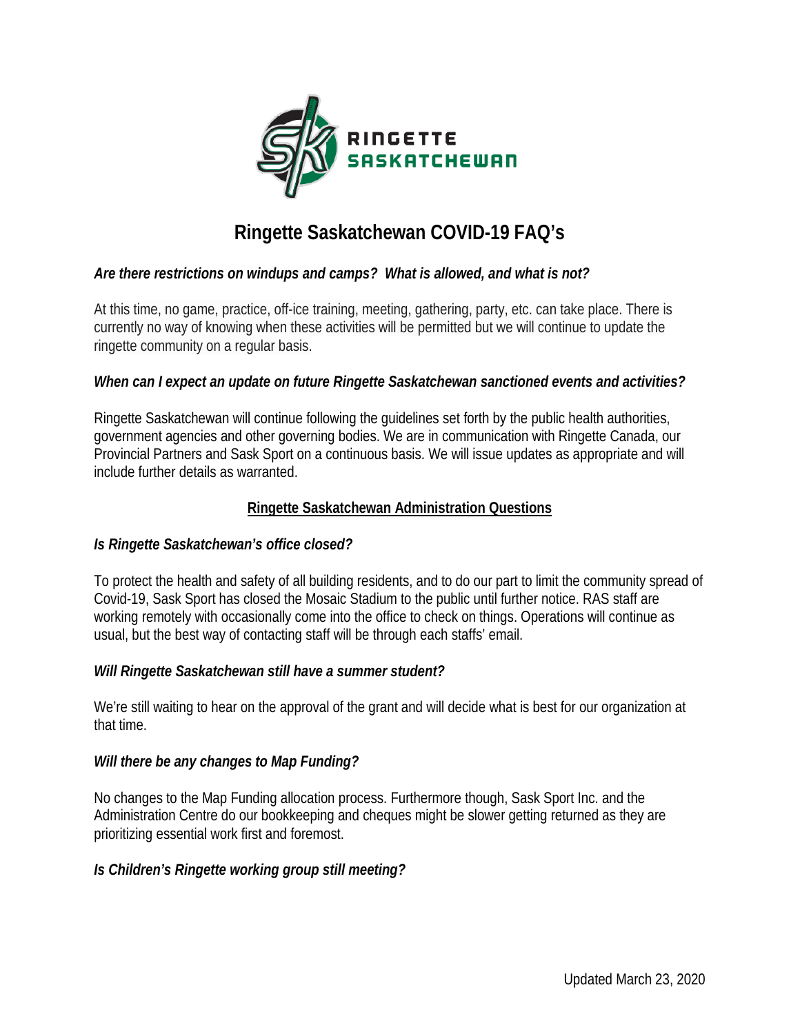# Ringette Saskatchewan COVID-19 FAQ's

***Are there restrictions on windups and camps? What is allowed, and what is not?***

At this time, no game, practice, off-ice training, meeting, gathering, party, etc. can take place. There is currently no way of knowing when these activities will be permitted but we will continue to update the ringette community on a regular basis.

***When can I expect an update on future Ringette Saskatchewan sanctioned events and activities?***

Ringette Saskatchewan will continue following the guidelines set forth by the public health authorities, government agencies and other governing bodies. We are in communication with Ringette Canada, our Provincial Partners and Sask Sport on a continuous basis. We will issue updates as appropriate and will include further details as warranted.

## Ringette Saskatchewan Administration Questions

***Is Ringette Saskatchewan's office closed?***

To protect the health and safety of all building residents, and to do our part to limit the community spread of Covid-19, Sask Sport has closed the Mosaic Stadium to the public until further notice. RAS staff are working remotely with occasionally come into the office to check on things. Operations will continue as usual, but the best way of contacting staff will be through each staffs' email.

***Will Ringette Saskatchewan still have a summer student?***

We're still waiting to hear on the approval of the grant and will decide what is best for our organization at that time.

***Will there be any changes to Map Funding?***

No changes to the Map Funding allocation process. Furthermore though, Sask Sport Inc. and the Administration Centre do our bookkeeping and cheques might be slower getting returned as they are prioritizing essential work first and foremost.

***Is Children's Ringette working group still meeting?***

Updated March 23, 2020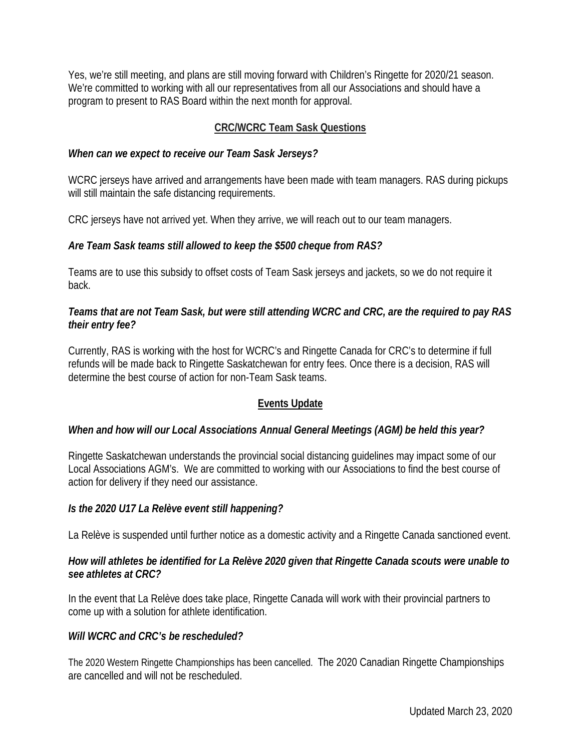Yes, we're still meeting, and plans are still moving forward with Children's Ringette for 2020/21 season. We're committed to working with all our representatives from all our Associations and should have a program to present to RAS Board within the next month for approval.

## CRC/WCRC Team Sask Questions

***When can we expect to receive our Team Sask Jerseys?***

WCRC jerseys have arrived and arrangements have been made with team managers. RAS during pickups will still maintain the safe distancing requirements.

CRC jerseys have not arrived yet. When they arrive, we will reach out to our team managers.

***Are Team Sask teams still allowed to keep the $500 cheque from RAS?***

Teams are to use this subsidy to offset costs of Team Sask jerseys and jackets, so we do not require it back.

***Teams that are not Team Sask, but were still attending WCRC and CRC, are the required to pay RAS their entry fee?***

Currently, RAS is working with the host for WCRC's and Ringette Canada for CRC's to determine if full refunds will be made back to Ringette Saskatchewan for entry fees. Once there is a decision, RAS will determine the best course of action for non-Team Sask teams.

## Events Update

***When and how will our Local Associations Annual General Meetings (AGM) be held this year?***

Ringette Saskatchewan understands the provincial social distancing guidelines may impact some of our Local Associations AGM's. We are committed to working with our Associations to find the best course of action for delivery if they need our assistance.

***Is the 2020 U17 La Relève event still happening?***

La Relève is suspended until further notice as a domestic activity and a Ringette Canada sanctioned event.

***How will athletes be identified for La Relève 2020 given that Ringette Canada scouts were unable to see athletes at CRC?***

In the event that La Relève does take place, Ringette Canada will work with their provincial partners to come up with a solution for athlete identification.

***Will WCRC and CRC's be rescheduled?***

The 2020 Western Ringette Championships has been cancelled. The 2020 Canadian Ringette Championships are cancelled and will not be rescheduled.

Updated March 23, 2020